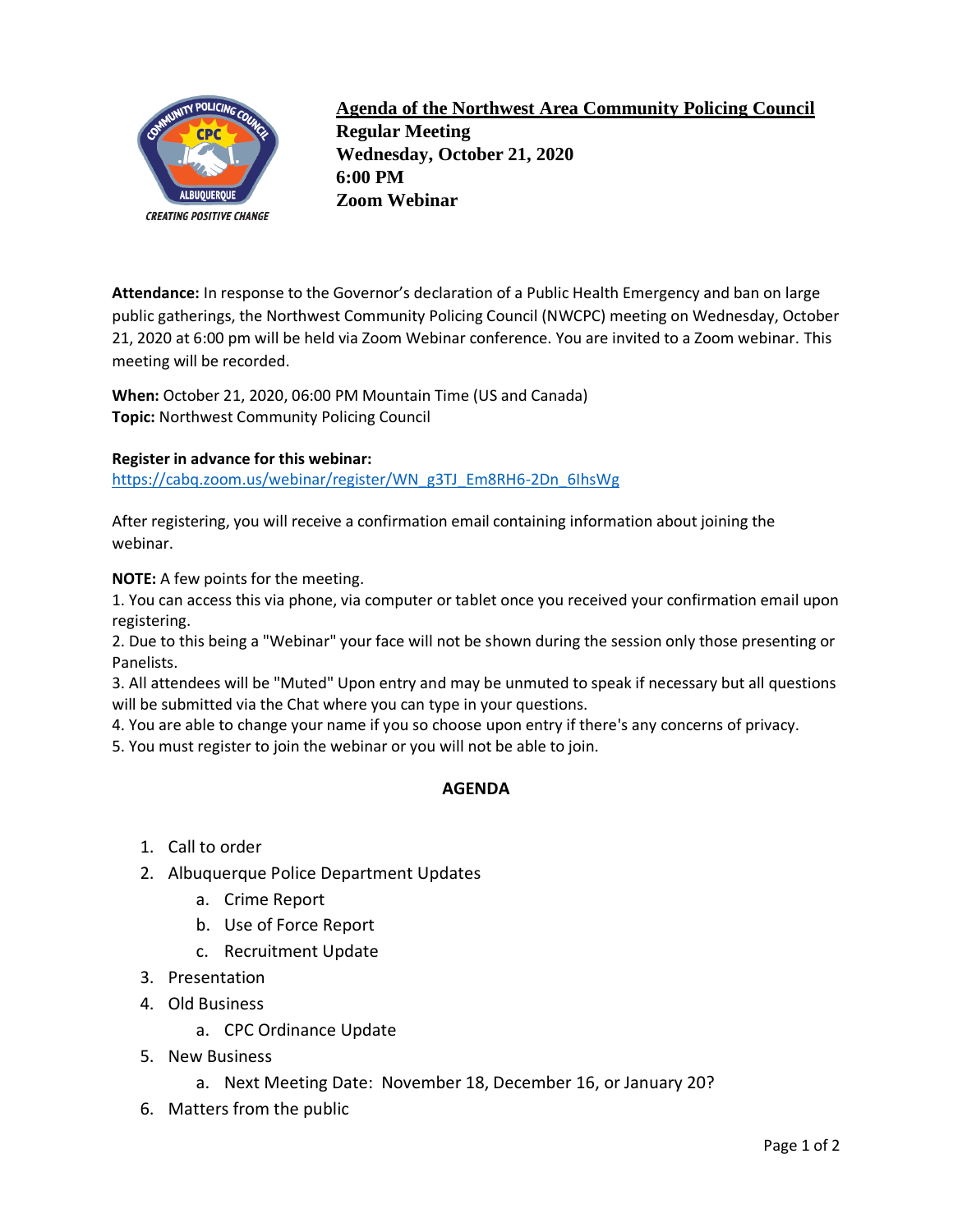# Agenda of the Northwest Area Community Policing Council

**Regular Meeting**
**Wednesday, October 21, 2020**
**6:00 PM**
**Zoom Webinar**

**Attendance:** In response to the Governor's declaration of a Public Health Emergency and ban on large public gatherings, the Northwest Community Policing Council (NWCPC) meeting on Wednesday, October 21, 2020 at 6:00 pm will be held via Zoom Webinar conference. You are invited to a Zoom webinar. This meeting will be recorded.

**When:** October 21, 2020, 06:00 PM Mountain Time (US and Canada)
**Topic:** Northwest Community Policing Council

**Register in advance for this webinar:**
https://cabq.zoom.us/webinar/register/WN_g3TJ_Em8RH6-2Dn_6lhsWg

After registering, you will receive a confirmation email containing information about joining the webinar.

**NOTE:** A few points for the meeting.
1. You can access this via phone, via computer or tablet once you received your confirmation email upon registering.
2. Due to this being a "Webinar" your face will not be shown during the session only those presenting or Panelists.
3. All attendees will be "Muted" Upon entry and may be unmuted to speak if necessary but all questions will be submitted via the Chat where you can type in your questions.
4. You are able to change your name if you so choose upon entry if there's any concerns of privacy.
5. You must register to join the webinar or you will not be able to join.

## AGENDA

1. Call to order
2. Albuquerque Police Department Updates
   a. Crime Report
   b. Use of Force Report
   c. Recruitment Update
3. Presentation
4. Old Business
   a. CPC Ordinance Update
5. New Business
   a. Next Meeting Date: November 18, December 16, or January 20?
6. Matters from the public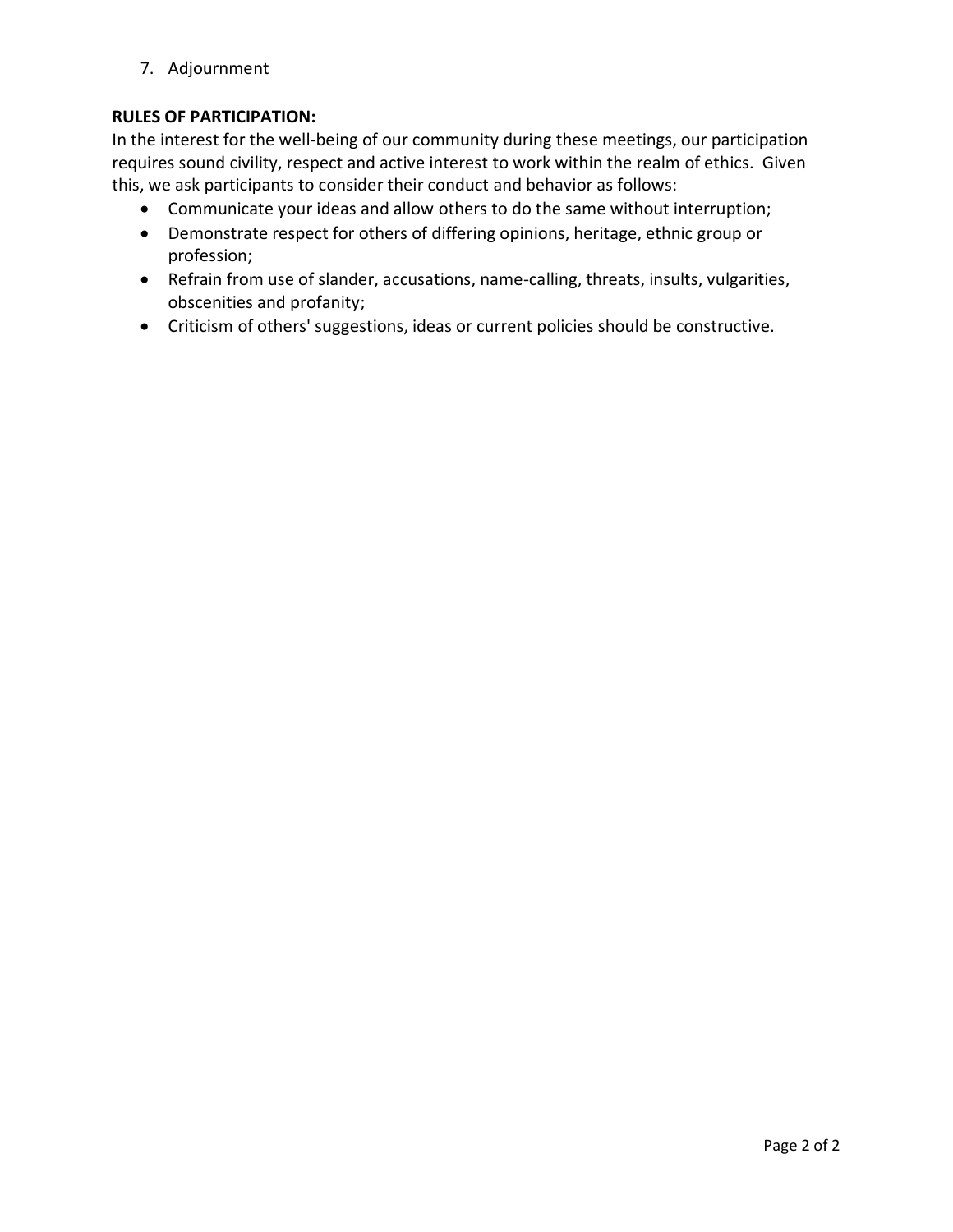7. Adjournment

**RULES OF PARTICIPATION:**

In the interest for the well-being of our community during these meetings, our participation requires sound civility, respect and active interest to work within the realm of ethics. Given this, we ask participants to consider their conduct and behavior as follows:

- Communicate your ideas and allow others to do the same without interruption;
- Demonstrate respect for others of differing opinions, heritage, ethnic group or profession;
- Refrain from use of slander, accusations, name-calling, threats, insults, vulgarities, obscenities and profanity;
- Criticism of others' suggestions, ideas or current policies should be constructive.